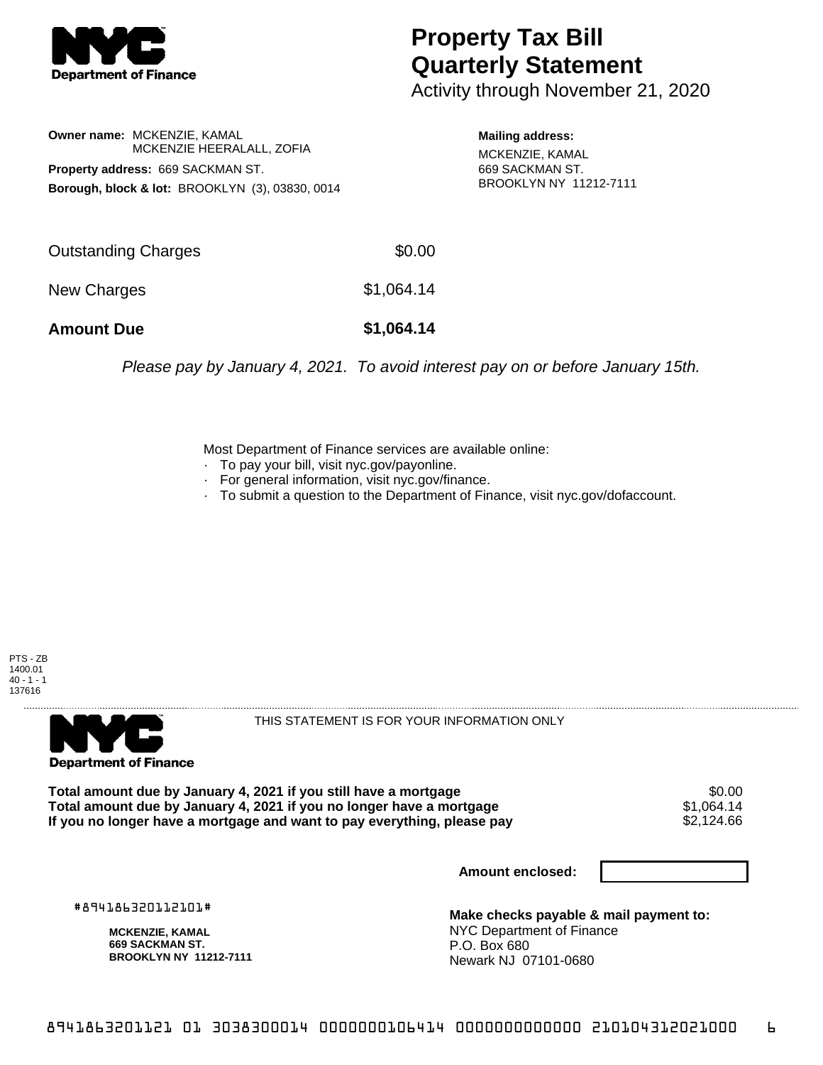# Property Tax Bill Quarterly Statement

Activity through November 21, 2020

**Owner name:** MCKENZIE, KAMAL
MCKENZIE HEERALALL, ZOFIA

**Property address:** 669 SACKMAN ST.

**Borough, block & lot:** BROOKLYN (3), 03830, 0014

**Mailing address:**
MCKENZIE, KAMAL
669 SACKMAN ST.
BROOKLYN NY 11212-7111

| | |
|---|---|
| Outstanding Charges | $0.00 |
| New Charges | $1,064.14 |
| **Amount Due** | **$1,064.14** |

*Please pay by January 4, 2021. To avoid interest pay on or before January 15th.*

Most Department of Finance services are available online:
- To pay your bill, visit nyc.gov/payonline.
- For general information, visit nyc.gov/finance.
- To submit a question to the Department of Finance, visit nyc.gov/dofaccount.

PTS - ZB
1400.01
40 - 1 - 1
137616

THIS STATEMENT IS FOR YOUR INFORMATION ONLY

| | |
|---|---|
| **Total amount due by January 4, 2021 if you still have a mortgage** | $0.00 |
| **Total amount due by January 4, 2021 if you no longer have a mortgage** | $1,064.14 |
| **If you no longer have a mortgage and want to pay everything, please pay** | $2,124.66 |

**Amount enclosed:**

#894186320112101#

**MCKENZIE, KAMAL**
**669 SACKMAN ST.**
**BROOKLYN NY 11212-7111**

**Make checks payable & mail payment to:**
NYC Department of Finance
P.O. Box 680
Newark NJ 07101-0680

8941863201121 01 3038300014 0000000106414 0000000000000 210104312021000 6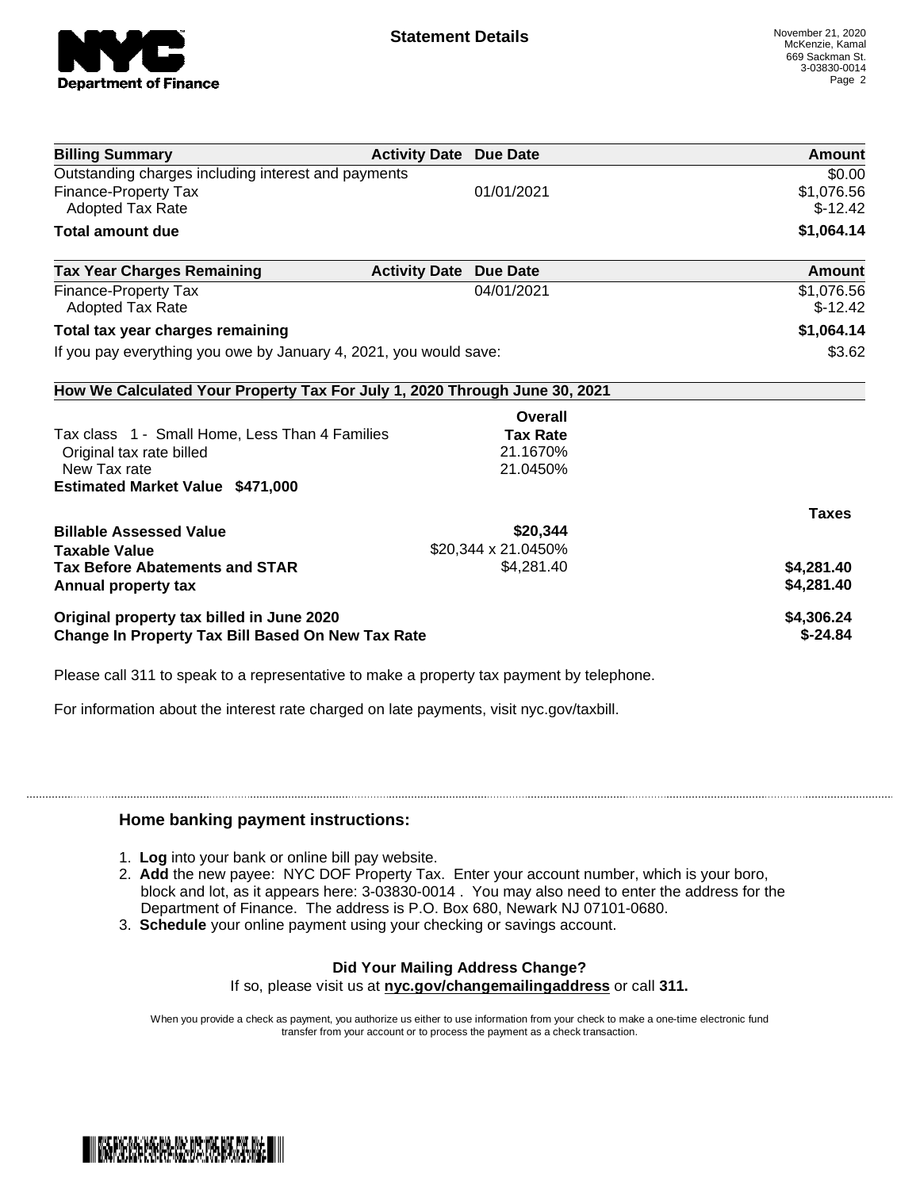# Statement Details

November 21, 2020
McKenzie, Kamal
669 Sackman St.
3-03830-0014

| Billing Summary | Activity Date | Due Date | Amount |
|---|---|---|---|
| Outstanding charges including interest and payments | | | $0.00 |
| Finance-Property Tax | | 01/01/2021 | $1,076.56 |
| Adopted Tax Rate | | | $-12.42 |
| **Total amount due** | | | **$1,064.14** |

| Tax Year Charges Remaining | Activity Date | Due Date | Amount |
|---|---|---|---|
| Finance-Property Tax | | 04/01/2021 | $1,076.56 |
| Adopted Tax Rate | | | $-12.42 |
| **Total tax year charges remaining** | | | **$1,064.14** |
| If you pay everything you owe by January 4, 2021, you would save: | | | $3.62 |

**How We Calculated Your Property Tax For July 1, 2020 Through June 30, 2021**

| | Overall Tax Rate | Taxes |
|---|---|---|
| Tax class 1 - Small Home, Less Than 4 Families | | |
| Original tax rate billed | 21.1670% | |
| New Tax rate | 21.0450% | |
| **Estimated Market Value $471,000** | | |
| **Billable Assessed Value** | **$20,344** | |
| **Taxable Value** | $20,344 x 21.0450% | |
| **Tax Before Abatements and STAR** | $4,281.40 | **$4,281.40** |
| **Annual property tax** | | **$4,281.40** |
| **Original property tax billed in June 2020** | | **$4,306.24** |
| **Change In Property Tax Bill Based On New Tax Rate** | | **$-24.84** |

Please call 311 to speak to a representative to make a property tax payment by telephone.

For information about the interest rate charged on late payments, visit nyc.gov/taxbill.

## Home banking payment instructions:

1. **Log** into your bank or online bill pay website.
2. **Add** the new payee: NYC DOF Property Tax. Enter your account number, which is your boro, block and lot, as it appears here: 3-03830-0014 . You may also need to enter the address for the Department of Finance. The address is P.O. Box 680, Newark NJ 07101-0680.
3. **Schedule** your online payment using your checking or savings account.

**Did Your Mailing Address Change?**
If so, please visit us at **nyc.gov/changemailingaddress** or call **311.**

When you provide a check as payment, you authorize us either to use information from your check to make a one-time electronic fund transfer from your account or to process the payment as a check transaction.